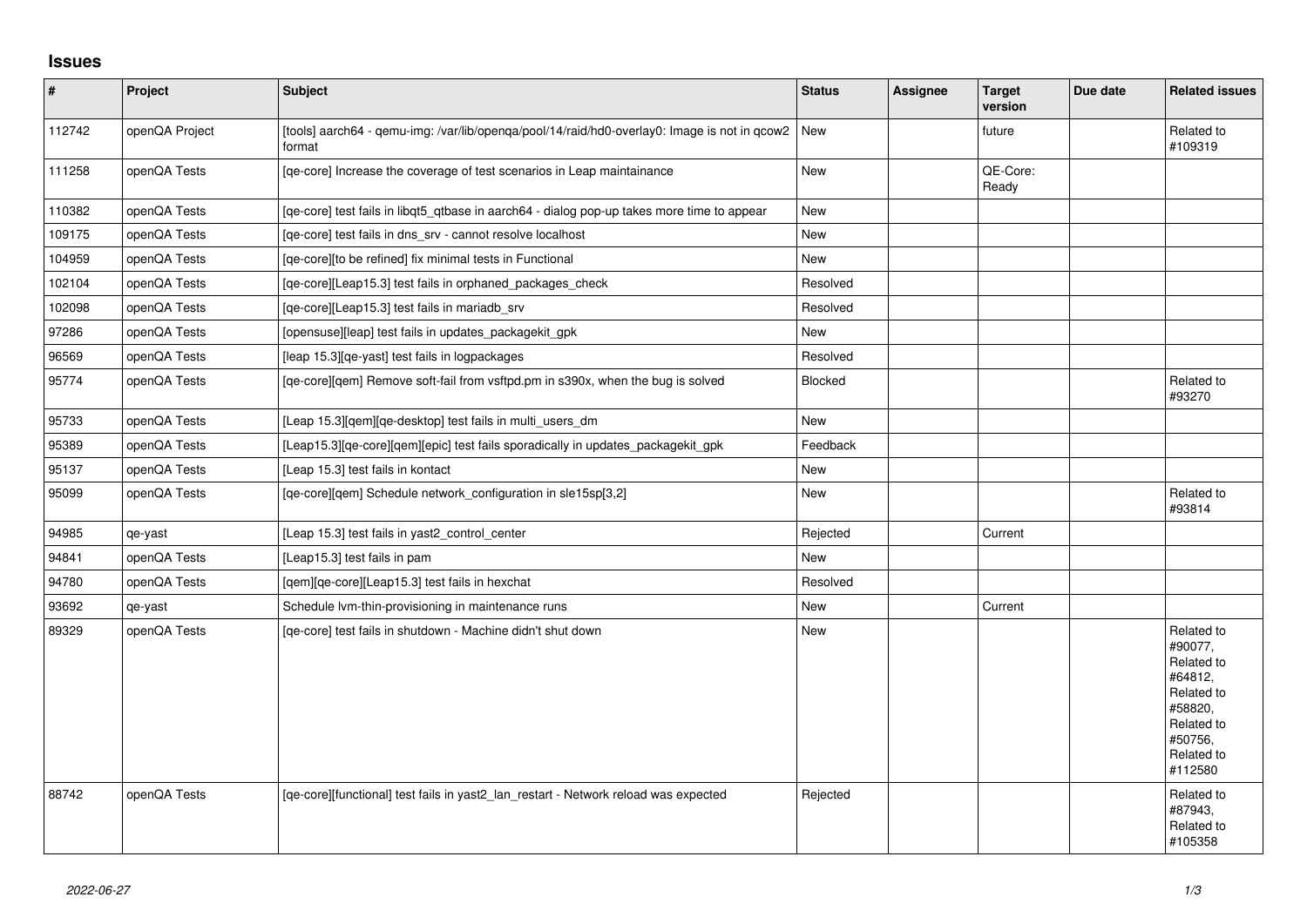# Issues

| # | Project | Subject | Status | Assignee | Target version | Due date | Related issues |
|---|---|---|---|---|---|---|---|
| 112742 | openQA Project | [tools] aarch64 - qemu-img: /var/lib/openqa/pool/14/raid/hd0-overlay0: Image is not in qcow2 format | New | | future | | Related to #109319 |
| 111258 | openQA Tests | [qe-core] Increase the coverage of test scenarios in Leap maintainance | New | | QE-Core: Ready | | |
| 110382 | openQA Tests | [qe-core] test fails in libqt5_qtbase in aarch64 - dialog pop-up takes more time to appear | New | | | | |
| 109175 | openQA Tests | [qe-core] test fails in dns_srv - cannot resolve localhost | New | | | | |
| 104959 | openQA Tests | [qe-core][to be refined] fix minimal tests in Functional | New | | | | |
| 102104 | openQA Tests | [qe-core][Leap15.3] test fails in orphaned_packages_check | Resolved | | | | |
| 102098 | openQA Tests | [qe-core][Leap15.3] test fails in mariadb_srv | Resolved | | | | |
| 97286 | openQA Tests | [opensuse][leap] test fails in updates_packagekit_gpk | New | | | | |
| 96569 | openQA Tests | [leap 15.3][qe-yast] test fails in logpackages | Resolved | | | | |
| 95774 | openQA Tests | [qe-core][qem] Remove soft-fail from vsftpd.pm in s390x, when the bug is solved | Blocked | | | | Related to #93270 |
| 95733 | openQA Tests | [Leap 15.3][qem][qe-desktop] test fails in multi_users_dm | New | | | | |
| 95389 | openQA Tests | [Leap15.3][qe-core][qem][epic] test fails sporadically in updates_packagekit_gpk | Feedback | | | | |
| 95137 | openQA Tests | [Leap 15.3] test fails in kontact | New | | | | |
| 95099 | openQA Tests | [qe-core][qem] Schedule network_configuration in sle15sp[3,2] | New | | | | Related to #93814 |
| 94985 | qe-yast | [Leap 15.3] test fails in yast2_control_center | Rejected | | Current | | |
| 94841 | openQA Tests | [Leap15.3] test fails in pam | New | | | | |
| 94780 | openQA Tests | [qem][qe-core][Leap15.3] test fails in hexchat | Resolved | | | | |
| 93692 | qe-yast | Schedule lvm-thin-provisioning in maintenance runs | New | | Current | | |
| 89329 | openQA Tests | [qe-core] test fails in shutdown - Machine didn't shut down | New | | | | Related to #90077, Related to #64812, Related to #58820, Related to #50756, Related to #112580 |
| 88742 | openQA Tests | [qe-core][functional] test fails in yast2_lan_restart - Network reload was expected | Rejected | | | | Related to #87943, Related to #105358 |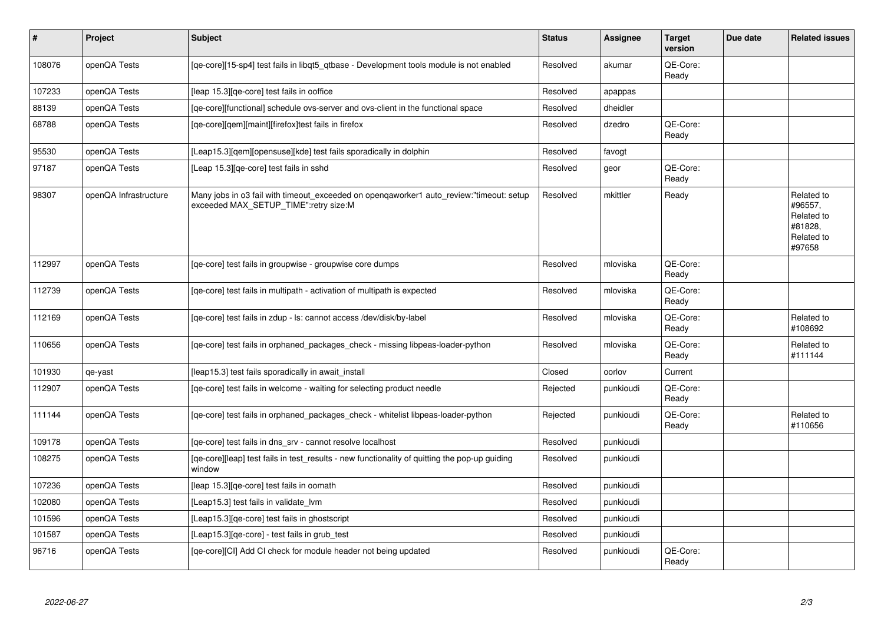| # | Project | Subject | Status | Assignee | Target version | Due date | Related issues |
|---|---|---|---|---|---|---|---|
| 108076 | openQA Tests | [qe-core][15-sp4] test fails in libqt5_qtbase - Development tools module is not enabled | Resolved | akumar | QE-Core: Ready | | |
| 107233 | openQA Tests | [leap 15.3][qe-core] test fails in ooffice | Resolved | apappas | | | |
| 88139 | openQA Tests | [qe-core][functional] schedule ovs-server and ovs-client in the functional space | Resolved | dheidler | | | |
| 68788 | openQA Tests | [qe-core][qem][maint][firefox]test fails in firefox | Resolved | dzedro | QE-Core: Ready | | |
| 95530 | openQA Tests | [Leap15.3][qem][opensuse][kde] test fails sporadically in dolphin | Resolved | favogt | | | |
| 97187 | openQA Tests | [Leap 15.3][qe-core] test fails in sshd | Resolved | geor | QE-Core: Ready | | |
| 98307 | openQA Infrastructure | Many jobs in o3 fail with timeout_exceeded on openqaworker1 auto_review:"timeout: setup exceeded MAX_SETUP_TIME":retry size:M | Resolved | mkittler | Ready | | Related to #96557, Related to #81828, Related to #97658 |
| 112997 | openQA Tests | [qe-core] test fails in groupwise - groupwise core dumps | Resolved | mloviska | QE-Core: Ready | | |
| 112739 | openQA Tests | [qe-core] test fails in multipath - activation of multipath is expected | Resolved | mloviska | QE-Core: Ready | | |
| 112169 | openQA Tests | [qe-core] test fails in zdup - ls: cannot access /dev/disk/by-label | Resolved | mloviska | QE-Core: Ready | | Related to #108692 |
| 110656 | openQA Tests | [qe-core] test fails in orphaned_packages_check - missing libpeas-loader-python | Resolved | mloviska | QE-Core: Ready | | Related to #111144 |
| 101930 | qe-yast | [leap15.3] test fails sporadically in await_install | Closed | oorlov | Current | | |
| 112907 | openQA Tests | [qe-core] test fails in welcome - waiting for selecting product needle | Rejected | punkioudi | QE-Core: Ready | | |
| 111144 | openQA Tests | [qe-core] test fails in orphaned_packages_check - whitelist libpeas-loader-python | Rejected | punkioudi | QE-Core: Ready | | Related to #110656 |
| 109178 | openQA Tests | [qe-core] test fails in dns_srv - cannot resolve localhost | Resolved | punkioudi | | | |
| 108275 | openQA Tests | [qe-core][leap] test fails in test_results - new functionality of quitting the pop-up guiding window | Resolved | punkioudi | | | |
| 107236 | openQA Tests | [leap 15.3][qe-core] test fails in oomath | Resolved | punkioudi | | | |
| 102080 | openQA Tests | [Leap15.3] test fails in validate_lvm | Resolved | punkioudi | | | |
| 101596 | openQA Tests | [Leap15.3][qe-core] test fails in ghostscript | Resolved | punkioudi | | | |
| 101587 | openQA Tests | [Leap15.3][qe-core] - test fails in grub_test | Resolved | punkioudi | | | |
| 96716 | openQA Tests | [qe-core][CI] Add CI check for module header not being updated | Resolved | punkioudi | QE-Core: Ready | | |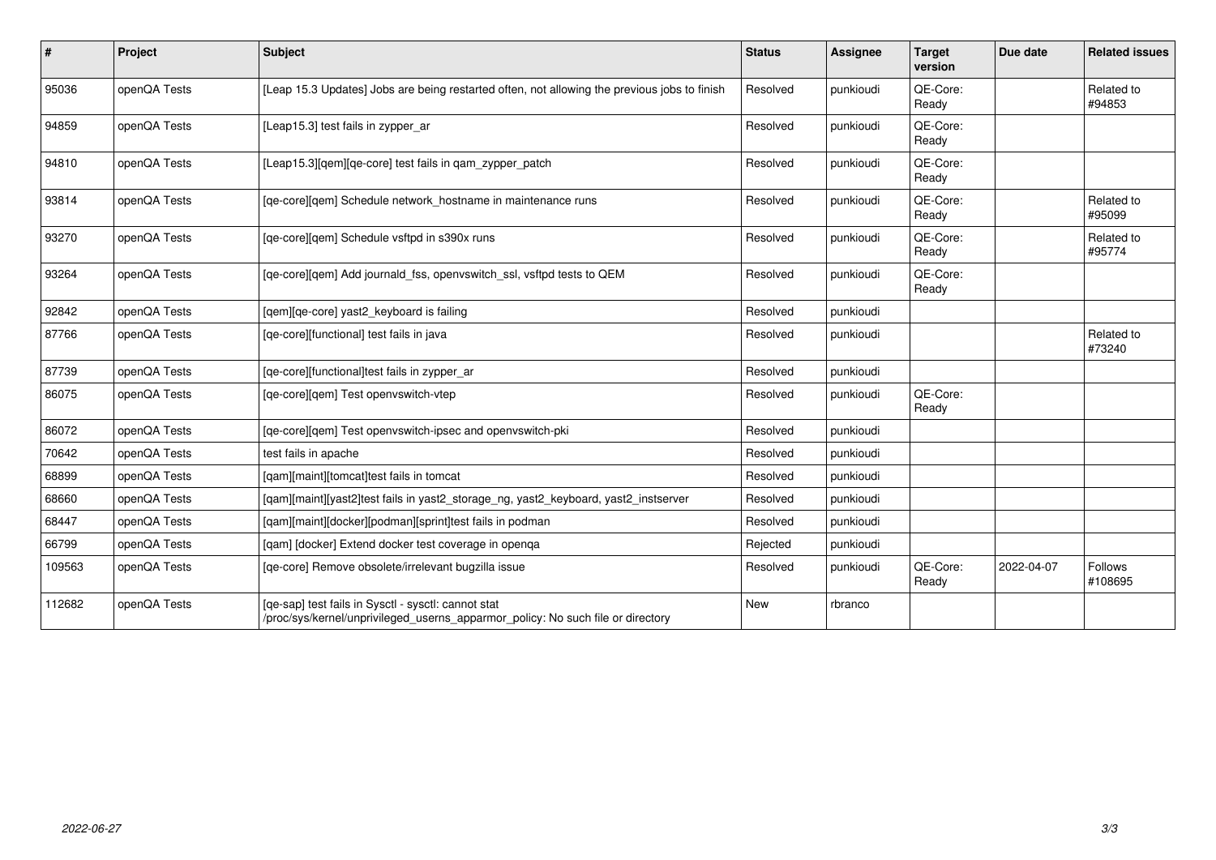| # | Project | Subject | Status | Assignee | Target version | Due date | Related issues |
|---|---|---|---|---|---|---|---|
| 95036 | openQA Tests | [Leap 15.3 Updates] Jobs are being restarted often, not allowing the previous jobs to finish | Resolved | punkioudi | QE-Core: Ready | | Related to #94853 |
| 94859 | openQA Tests | [Leap15.3] test fails in zypper_ar | Resolved | punkioudi | QE-Core: Ready | | |
| 94810 | openQA Tests | [Leap15.3][qem][qe-core] test fails in qam_zypper_patch | Resolved | punkioudi | QE-Core: Ready | | |
| 93814 | openQA Tests | [qe-core][qem] Schedule network_hostname in maintenance runs | Resolved | punkioudi | QE-Core: Ready | | Related to #95099 |
| 93270 | openQA Tests | [qe-core][qem] Schedule vsftpd in s390x runs | Resolved | punkioudi | QE-Core: Ready | | Related to #95774 |
| 93264 | openQA Tests | [qe-core][qem] Add journald_fss, openvswitch_ssl, vsftpd tests to QEM | Resolved | punkioudi | QE-Core: Ready | | |
| 92842 | openQA Tests | [qem][qe-core] yast2_keyboard is failing | Resolved | punkioudi | | | |
| 87766 | openQA Tests | [qe-core][functional] test fails in java | Resolved | punkioudi | | | Related to #73240 |
| 87739 | openQA Tests | [qe-core][functional]test fails in zypper_ar | Resolved | punkioudi | | | |
| 86075 | openQA Tests | [qe-core][qem] Test openvswitch-vtep | Resolved | punkioudi | QE-Core: Ready | | |
| 86072 | openQA Tests | [qe-core][qem] Test openvswitch-ipsec and openvswitch-pki | Resolved | punkioudi | | | |
| 70642 | openQA Tests | test fails in apache | Resolved | punkioudi | | | |
| 68899 | openQA Tests | [qam][maint][tomcat]test fails in tomcat | Resolved | punkioudi | | | |
| 68660 | openQA Tests | [qam][maint][yast2]test fails in yast2_storage_ng, yast2_keyboard, yast2_instserver | Resolved | punkioudi | | | |
| 68447 | openQA Tests | [qam][maint][docker][podman][sprint]test fails in podman | Resolved | punkioudi | | | |
| 66799 | openQA Tests | [qam] [docker] Extend docker test coverage in openqa | Rejected | punkioudi | | | |
| 109563 | openQA Tests | [qe-core] Remove obsolete/irrelevant bugzilla issue | Resolved | punkioudi | QE-Core: Ready | 2022-04-07 | Follows #108695 |
| 112682 | openQA Tests | [qe-sap] test fails in Sysctl - sysctl: cannot stat /proc/sys/kernel/unprivileged_userns_apparmor_policy: No such file or directory | New | rbranco | | | |